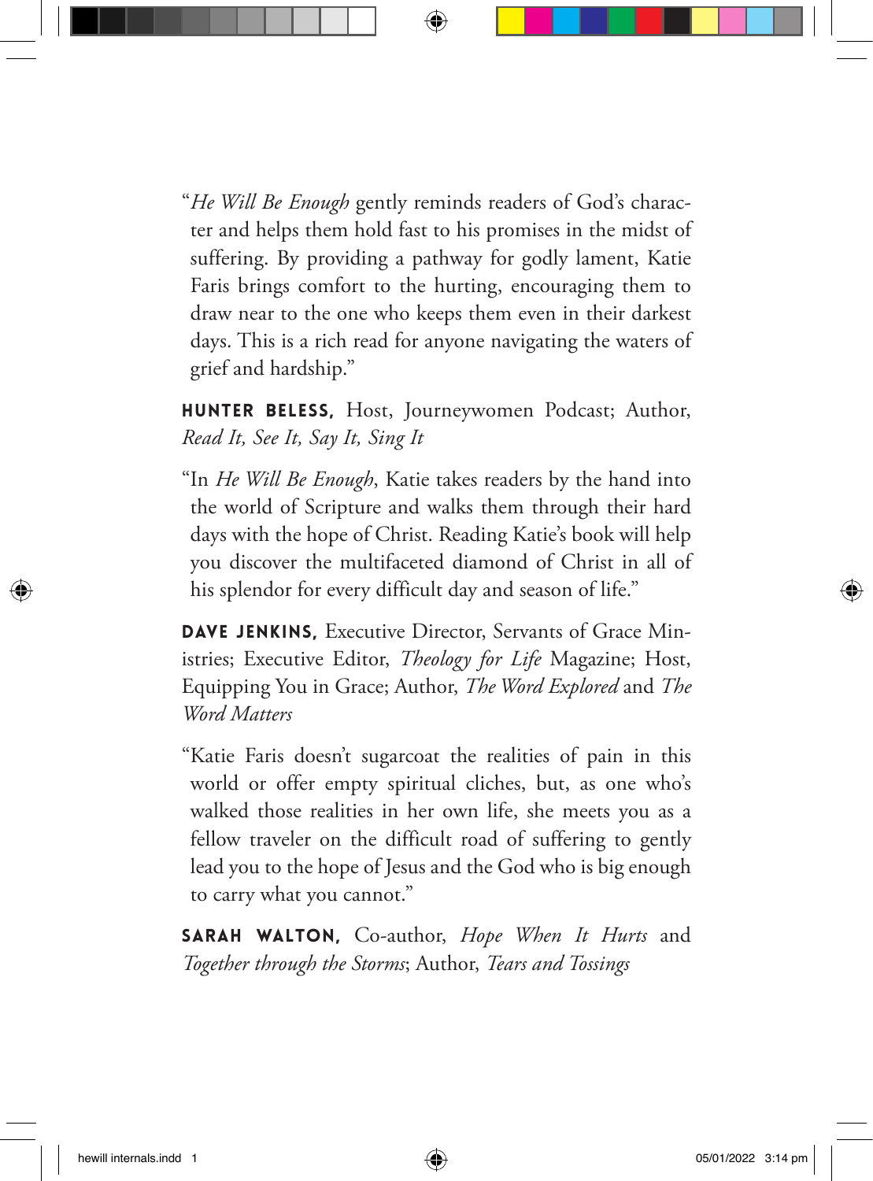"*He Will Be Enough* gently reminds readers of God's character and helps them hold fast to his promises in the midst of suffering. By providing a pathway for godly lament, Katie Faris brings comfort to the hurting, encouraging them to draw near to the one who keeps them even in their darkest days. This is a rich read for anyone navigating the waters of grief and hardship."

**HUNTER BELESS,** Host, Journeywomen Podcast; Author, *Read It, See It, Say It, Sing It*

"In *He Will Be Enough*, Katie takes readers by the hand into the world of Scripture and walks them through their hard days with the hope of Christ. Reading Katie's book will help you discover the multifaceted diamond of Christ in all of his splendor for every difficult day and season of life."

**DAVE JENKINS,** Executive Director, Servants of Grace Ministries; Executive Editor, *Theology for Life* Magazine; Host, Equipping You in Grace; Author, *The Word Explored* and *The Word Matters*

"Katie Faris doesn't sugarcoat the realities of pain in this world or offer empty spiritual cliches, but, as one who's walked those realities in her own life, she meets you as a fellow traveler on the difficult road of suffering to gently lead you to the hope of Jesus and the God who is big enough to carry what you cannot."

**SARAH WALTON,** Co-author, *Hope When It Hurts* and *Together through the Storms*; Author, *Tears and Tossings*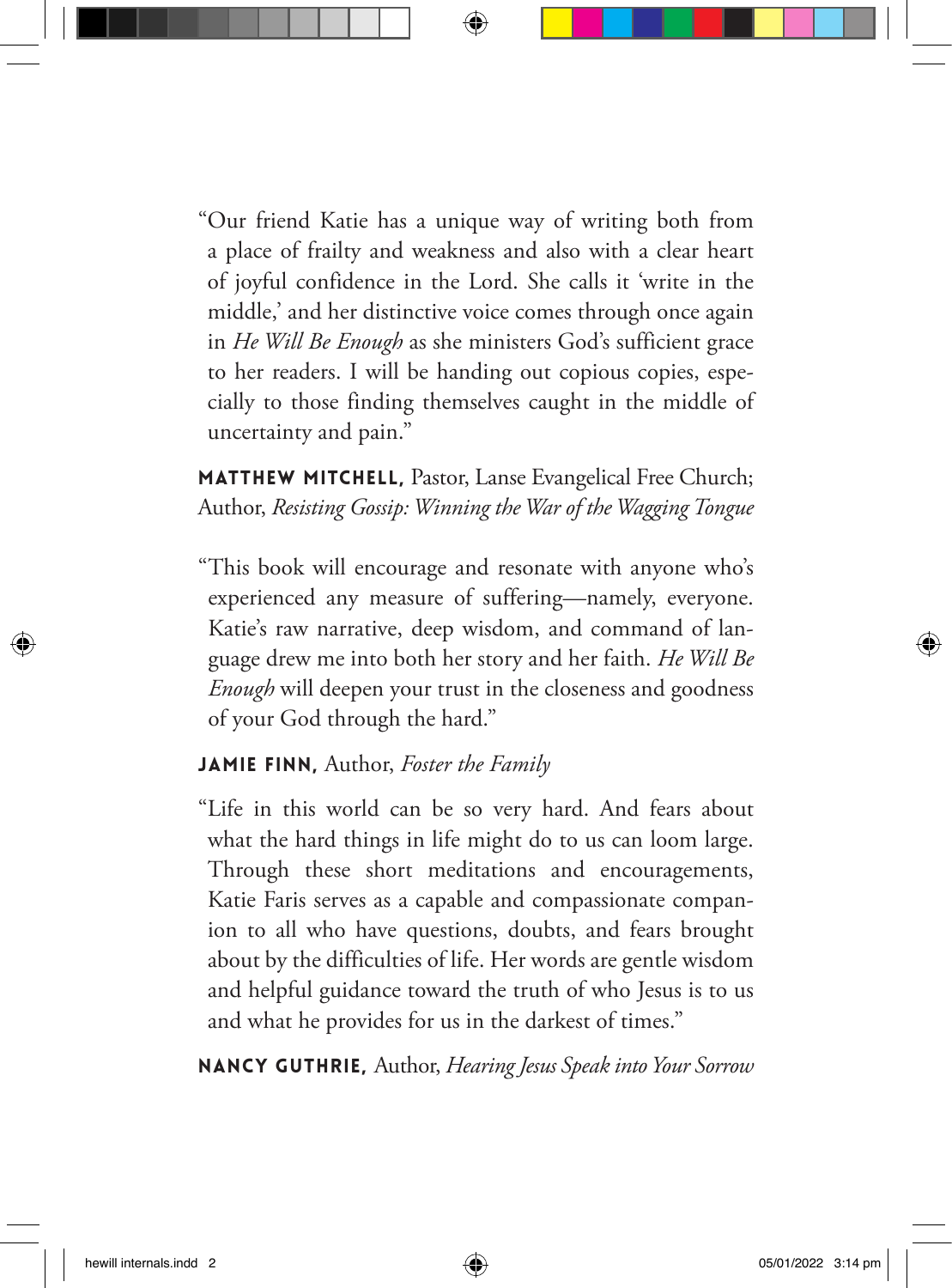"Our friend Katie has a unique way of writing both from a place of frailty and weakness and also with a clear heart of joyful confidence in the Lord. She calls it 'write in the middle,' and her distinctive voice comes through once again in *He Will Be Enough* as she ministers God's sufficient grace to her readers. I will be handing out copious copies, especially to those finding themselves caught in the middle of uncertainty and pain."

**MATTHEW MITCHELL,** Pastor, Lanse Evangelical Free Church; Author, *Resisting Gossip: Winning the War of the Wagging Tongue*

"This book will encourage and resonate with anyone who's experienced any measure of suffering—namely, everyone. Katie's raw narrative, deep wisdom, and command of language drew me into both her story and her faith. *He Will Be Enough* will deepen your trust in the closeness and goodness of your God through the hard."

**JAMIE FINN,** Author, *Foster the Family*

"Life in this world can be so very hard. And fears about what the hard things in life might do to us can loom large. Through these short meditations and encouragements, Katie Faris serves as a capable and compassionate companion to all who have questions, doubts, and fears brought about by the difficulties of life. Her words are gentle wisdom and helpful guidance toward the truth of who Jesus is to us and what he provides for us in the darkest of times."

**NANCY GUTHRIE,** Author, *Hearing Jesus Speak into Your Sorrow*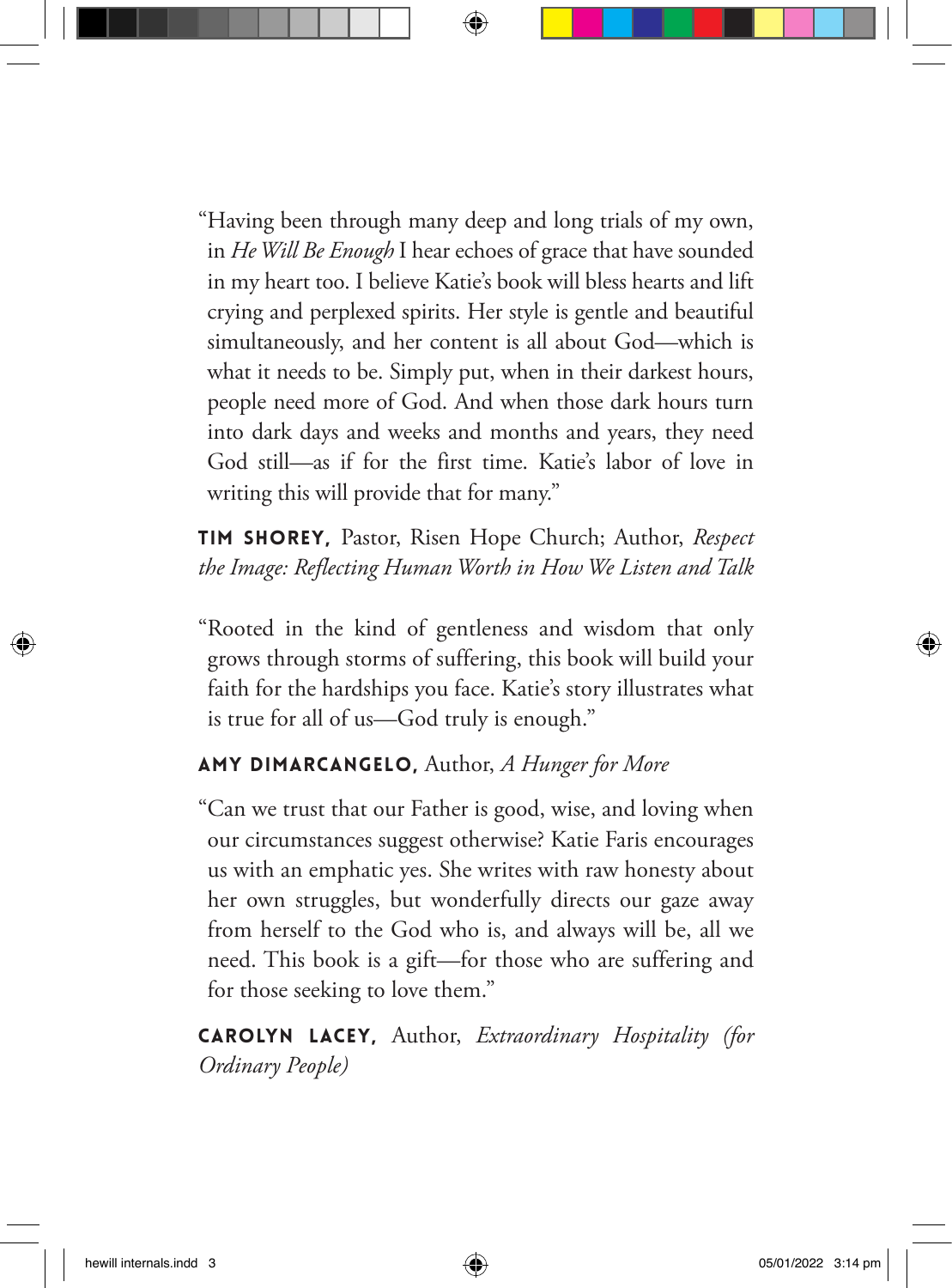"Having been through many deep and long trials of my own, in *He Will Be Enough* I hear echoes of grace that have sounded in my heart too. I believe Katie's book will bless hearts and lift crying and perplexed spirits. Her style is gentle and beautiful simultaneously, and her content is all about God—which is what it needs to be. Simply put, when in their darkest hours, people need more of God. And when those dark hours turn into dark days and weeks and months and years, they need God still—as if for the first time. Katie's labor of love in writing this will provide that for many."

**TIM SHOREY,** Pastor, Risen Hope Church; Author, *Respect the Image: Reflecting Human Worth in How We Listen and Talk*

"Rooted in the kind of gentleness and wisdom that only grows through storms of suffering, this book will build your faith for the hardships you face. Katie's story illustrates what is true for all of us—God truly is enough."

**AMY DIMARCANGELO,** Author, *A Hunger for More*

"Can we trust that our Father is good, wise, and loving when our circumstances suggest otherwise? Katie Faris encourages us with an emphatic yes. She writes with raw honesty about her own struggles, but wonderfully directs our gaze away from herself to the God who is, and always will be, all we need. This book is a gift—for those who are suffering and for those seeking to love them."

**CAROLYN LACEY,** Author, *Extraordinary Hospitality (for Ordinary People)*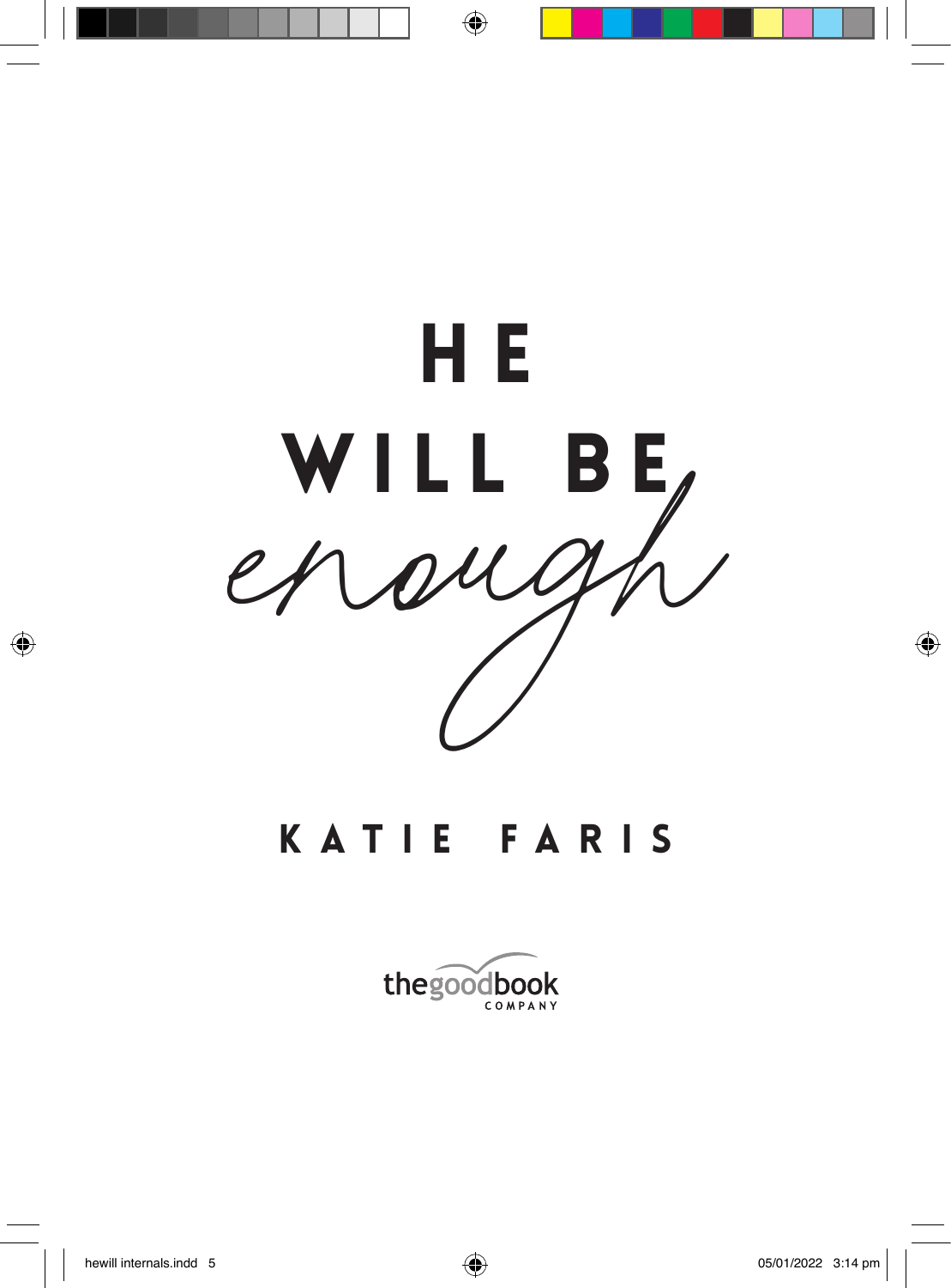# HE WILL BE *enough*

## KATIE FARIS

thegoodbook COMPANY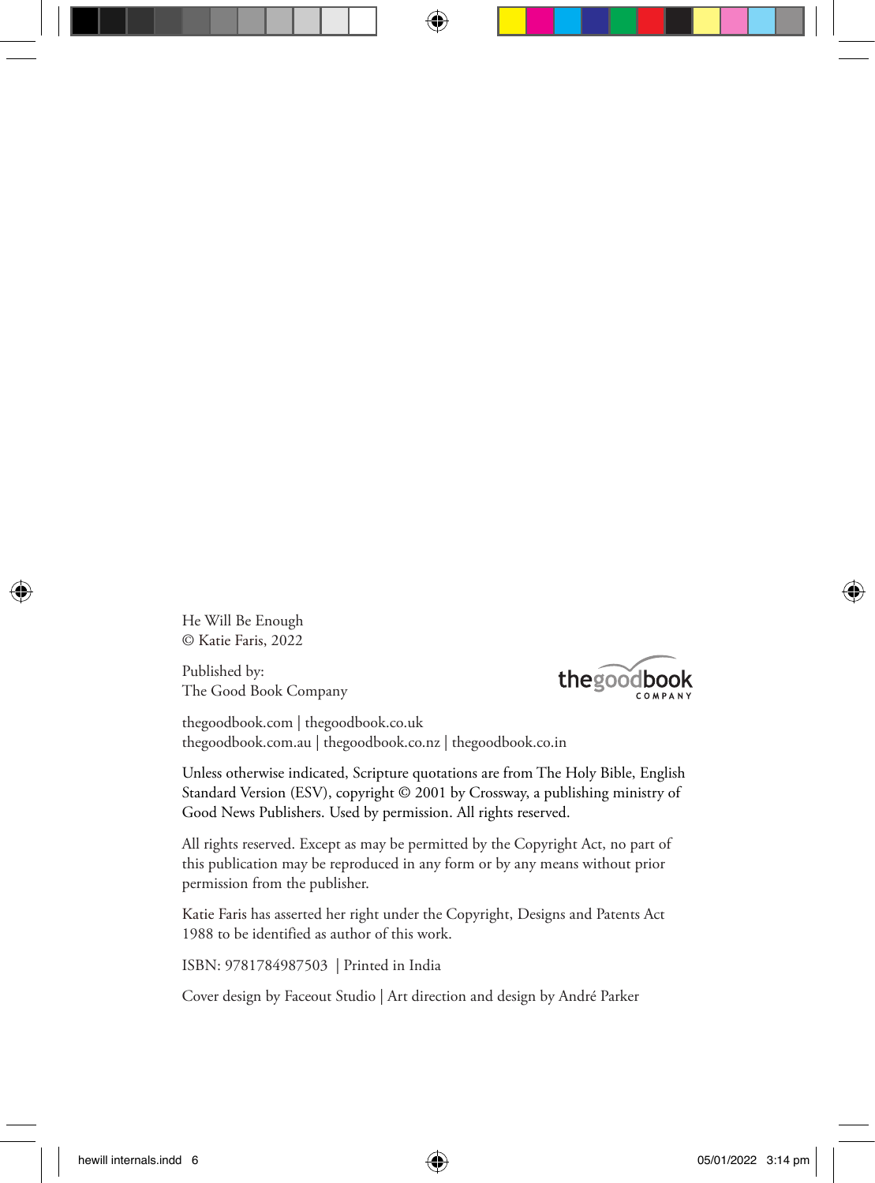He Will Be Enough
© Katie Faris, 2022

Published by:
The Good Book Company

thegoodbook.com | thegoodbook.co.uk
thegoodbook.com.au | thegoodbook.co.nz | thegoodbook.co.in

Unless otherwise indicated, Scripture quotations are from The Holy Bible, English Standard Version (ESV), copyright © 2001 by Crossway, a publishing ministry of Good News Publishers. Used by permission. All rights reserved.

All rights reserved. Except as may be permitted by the Copyright Act, no part of this publication may be reproduced in any form or by any means without prior permission from the publisher.

Katie Faris has asserted her right under the Copyright, Designs and Patents Act 1988 to be identified as author of this work.

ISBN: 9781784987503 | Printed in India

Cover design by Faceout Studio | Art direction and design by André Parker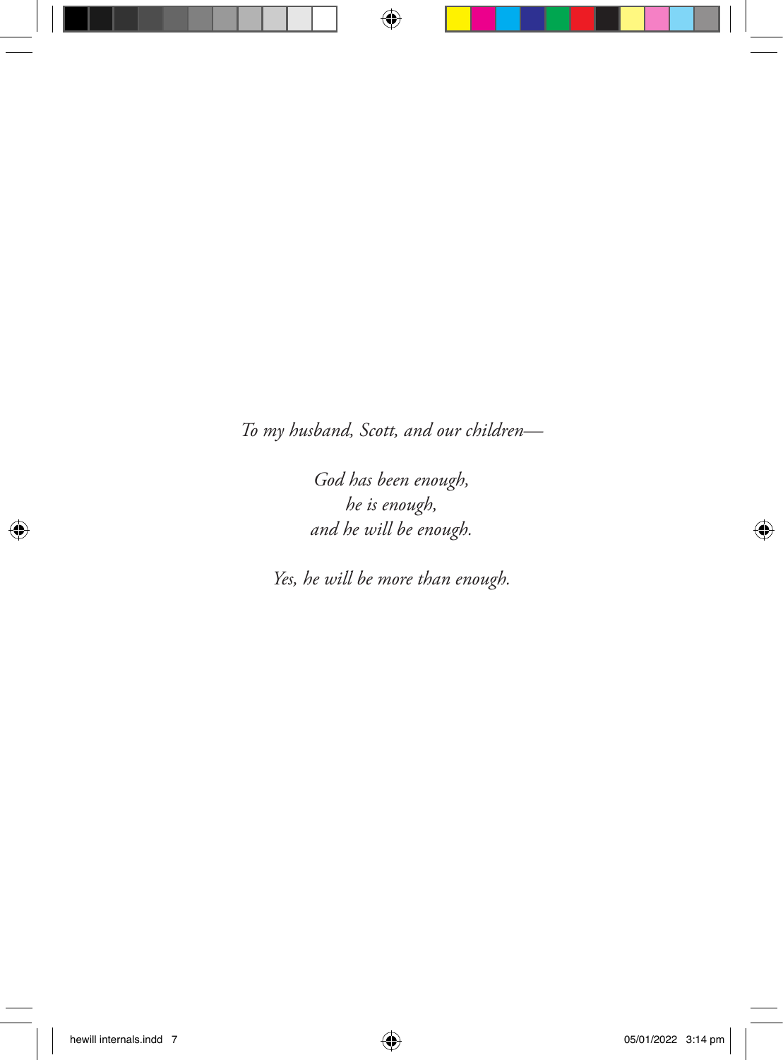*To my husband, Scott, and our children—*

*God has been enough,*
*he is enough,*
*and he will be enough.*

*Yes, he will be more than enough.*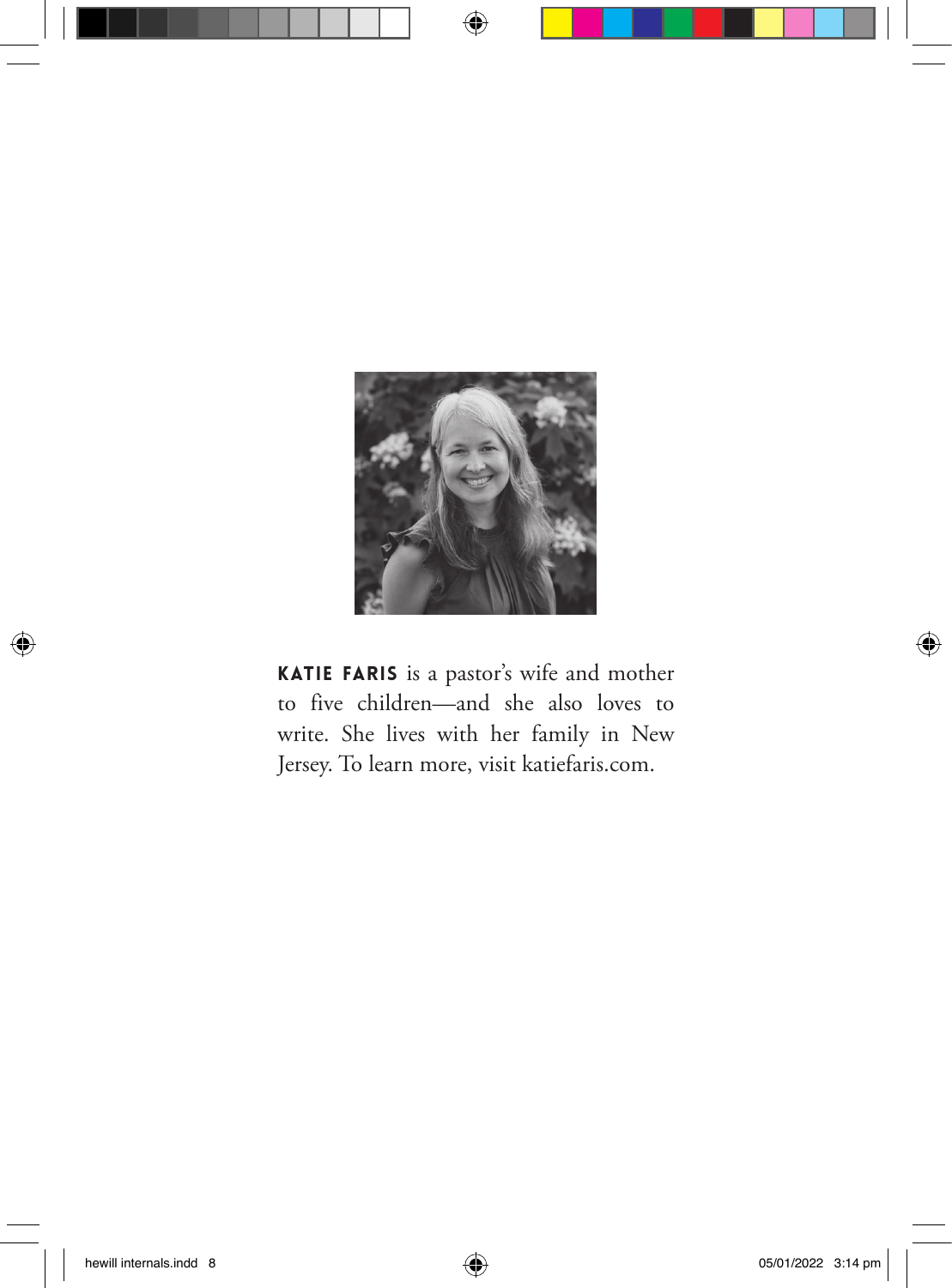**KATIE FARIS** is a pastor's wife and mother to five children—and she also loves to write. She lives with her family in New Jersey. To learn more, visit katiefaris.com.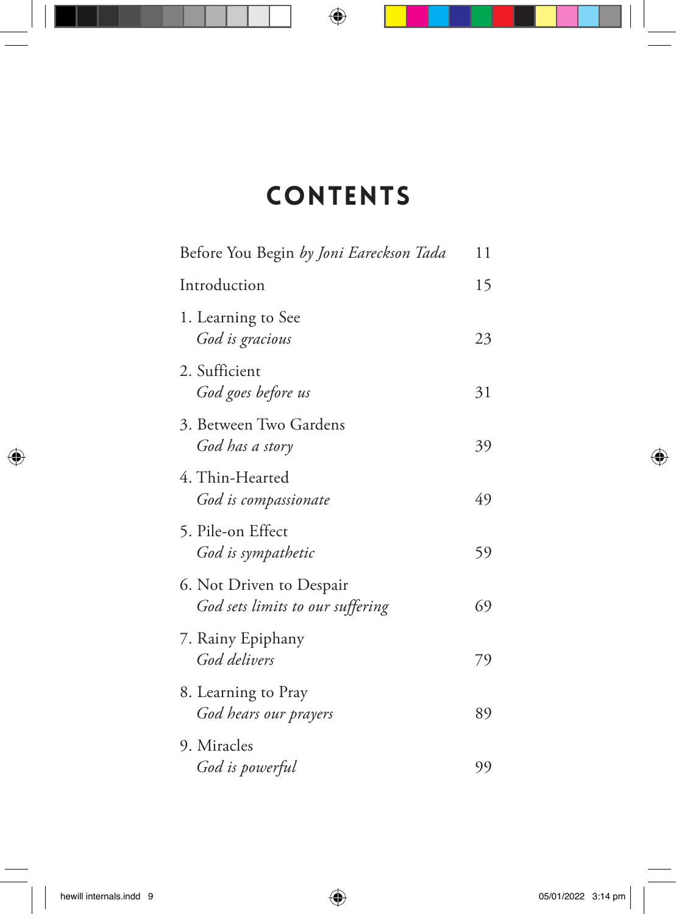# CONTENTS

| | |
|---|---|
| Before You Begin *by Joni Eareckson Tada* | 11 |
| Introduction | 15 |
| 1. Learning to See<br>*God is gracious* | 23 |
| 2. Sufficient<br>*God goes before us* | 31 |
| 3. Between Two Gardens<br>*God has a story* | 39 |
| 4. Thin-Hearted<br>*God is compassionate* | 49 |
| 5. Pile-on Effect<br>*God is sympathetic* | 59 |
| 6. Not Driven to Despair<br>*God sets limits to our suffering* | 69 |
| 7. Rainy Epiphany<br>*God delivers* | 79 |
| 8. Learning to Pray<br>*God hears our prayers* | 89 |
| 9. Miracles<br>*God is powerful* | 99 |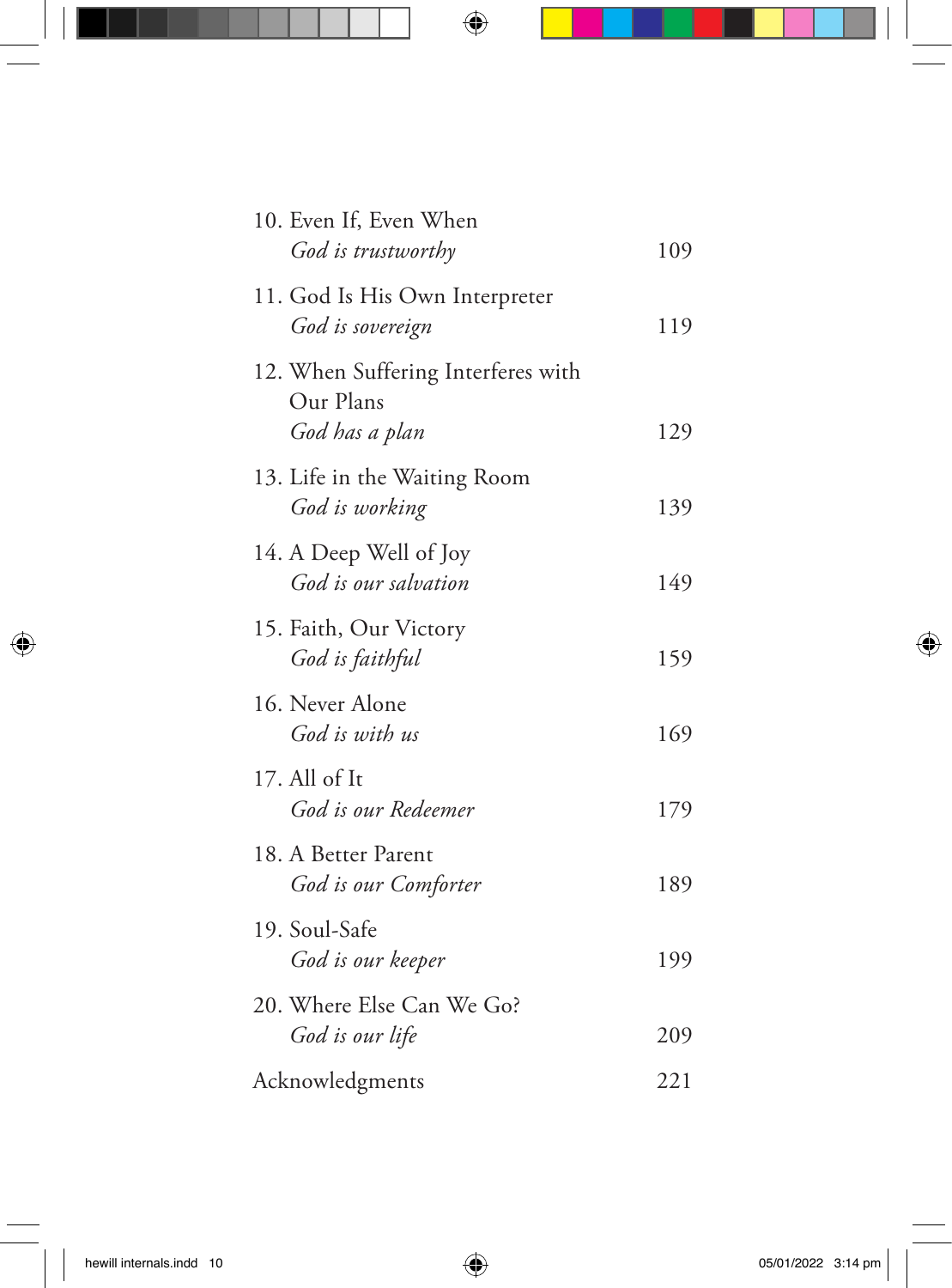10. Even If, Even When
*God is trustworthy* 109

11. God Is His Own Interpreter
*God is sovereign* 119

12. When Suffering Interferes with Our Plans
*God has a plan* 129

13. Life in the Waiting Room
*God is working* 139

14. A Deep Well of Joy
*God is our salvation* 149

15. Faith, Our Victory
*God is faithful* 159

16. Never Alone
*God is with us* 169

17. All of It
*God is our Redeemer* 179

18. A Better Parent
*God is our Comforter* 189

19. Soul-Safe
*God is our keeper* 199

20. Where Else Can We Go?
*God is our life* 209

Acknowledgments 221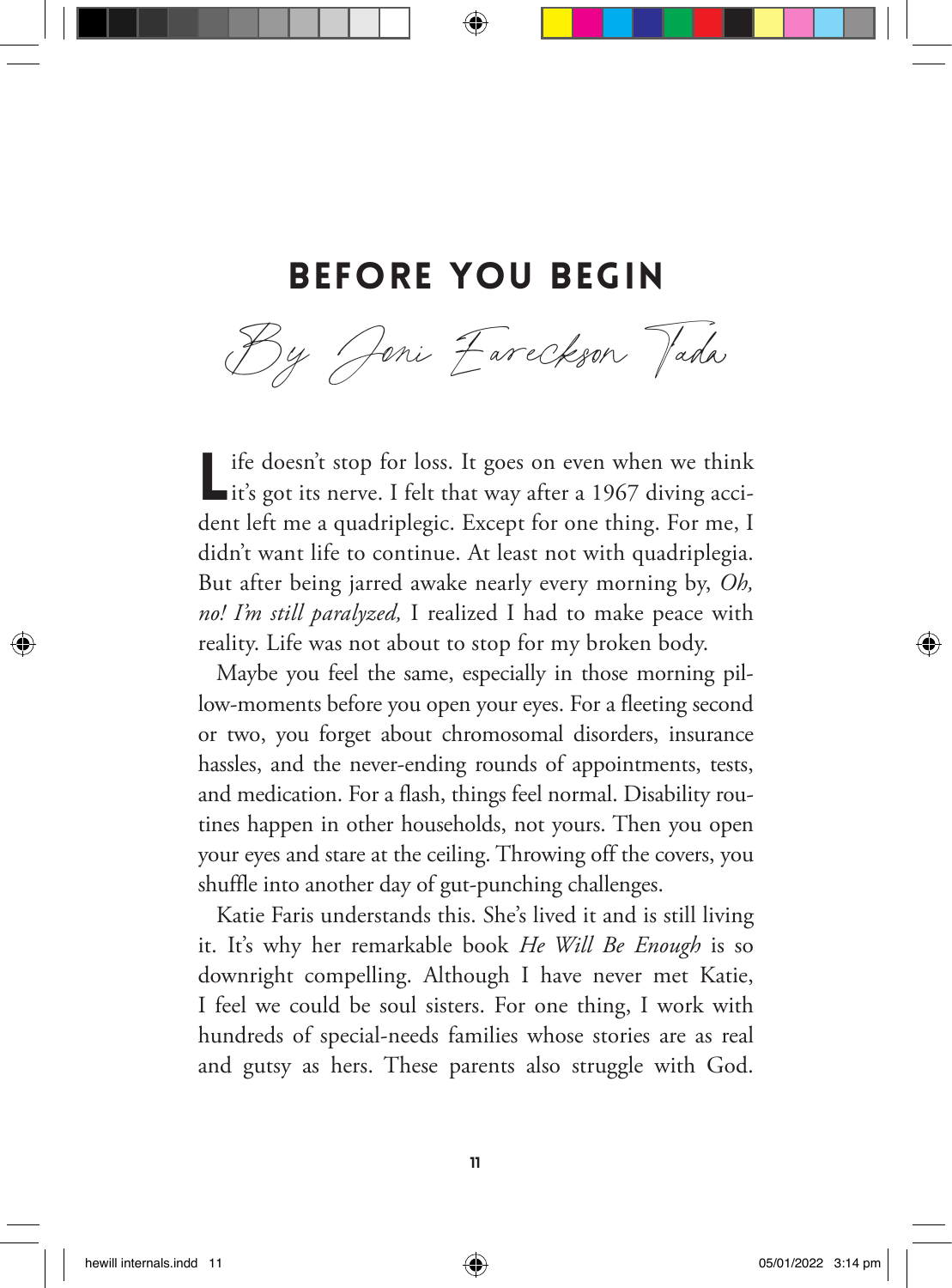# BEFORE YOU BEGIN

*By Joni Eareckson Tada*

Life doesn't stop for loss. It goes on even when we think it's got its nerve. I felt that way after a 1967 diving accident left me a quadriplegic. Except for one thing. For me, I didn't want life to continue. At least not with quadriplegia. But after being jarred awake nearly every morning by, *Oh, no! I'm still paralyzed,* I realized I had to make peace with reality. Life was not about to stop for my broken body.

Maybe you feel the same, especially in those morning pillow-moments before you open your eyes. For a fleeting second or two, you forget about chromosomal disorders, insurance hassles, and the never-ending rounds of appointments, tests, and medication. For a flash, things feel normal. Disability routines happen in other households, not yours. Then you open your eyes and stare at the ceiling. Throwing off the covers, you shuffle into another day of gut-punching challenges.

Katie Faris understands this. She's lived it and is still living it. It's why her remarkable book *He Will Be Enough* is so downright compelling. Although I have never met Katie, I feel we could be soul sisters. For one thing, I work with hundreds of special-needs families whose stories are as real and gutsy as hers. These parents also struggle with God.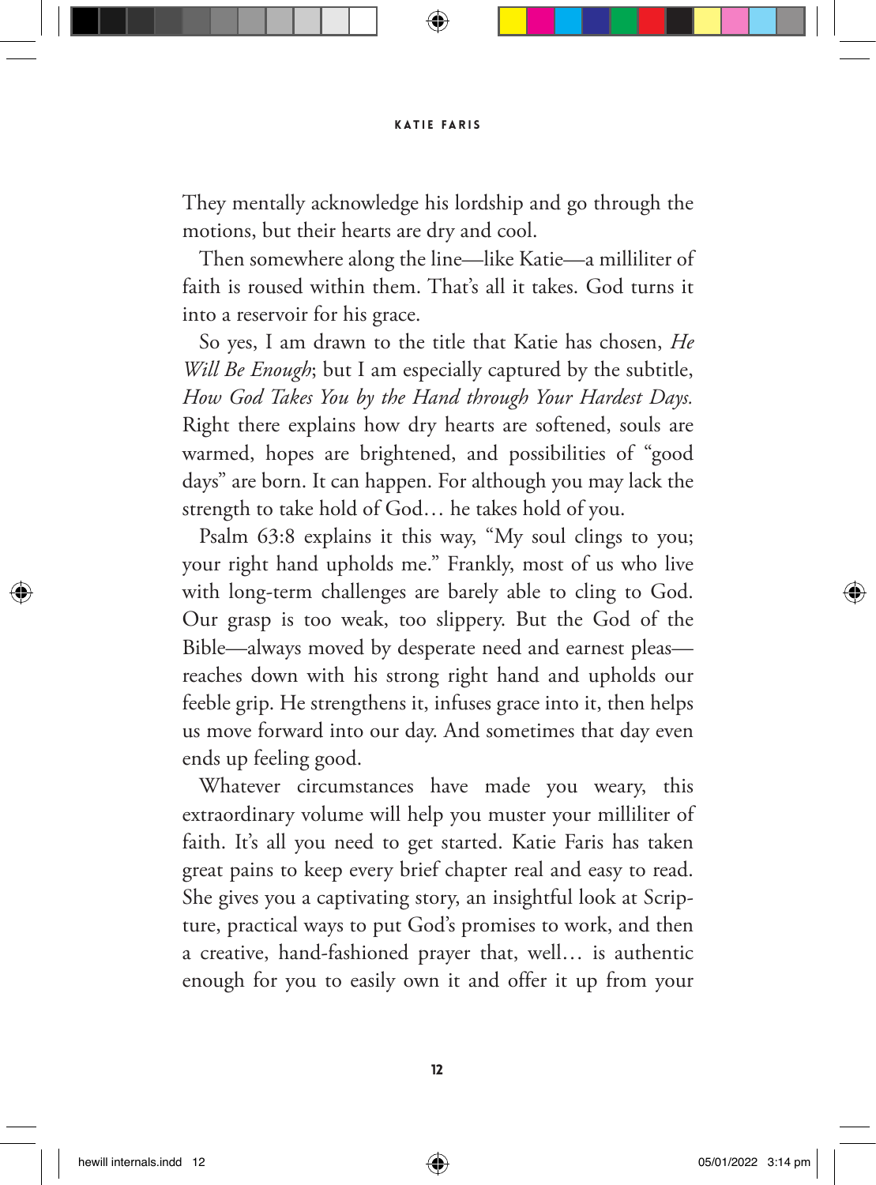They mentally acknowledge his lordship and go through the motions, but their hearts are dry and cool.

Then somewhere along the line—like Katie—a milliliter of faith is roused within them. That's all it takes. God turns it into a reservoir for his grace.

So yes, I am drawn to the title that Katie has chosen, *He Will Be Enough*; but I am especially captured by the subtitle, *How God Takes You by the Hand through Your Hardest Days.* Right there explains how dry hearts are softened, souls are warmed, hopes are brightened, and possibilities of "good days" are born. It can happen. For although you may lack the strength to take hold of God… he takes hold of you.

Psalm 63:8 explains it this way, "My soul clings to you; your right hand upholds me." Frankly, most of us who live with long-term challenges are barely able to cling to God. Our grasp is too weak, too slippery. But the God of the Bible—always moved by desperate need and earnest pleas—reaches down with his strong right hand and upholds our feeble grip. He strengthens it, infuses grace into it, then helps us move forward into our day. And sometimes that day even ends up feeling good.

Whatever circumstances have made you weary, this extraordinary volume will help you muster your milliliter of faith. It's all you need to get started. Katie Faris has taken great pains to keep every brief chapter real and easy to read. She gives you a captivating story, an insightful look at Scripture, practical ways to put God's promises to work, and then a creative, hand-fashioned prayer that, well… is authentic enough for you to easily own it and offer it up from your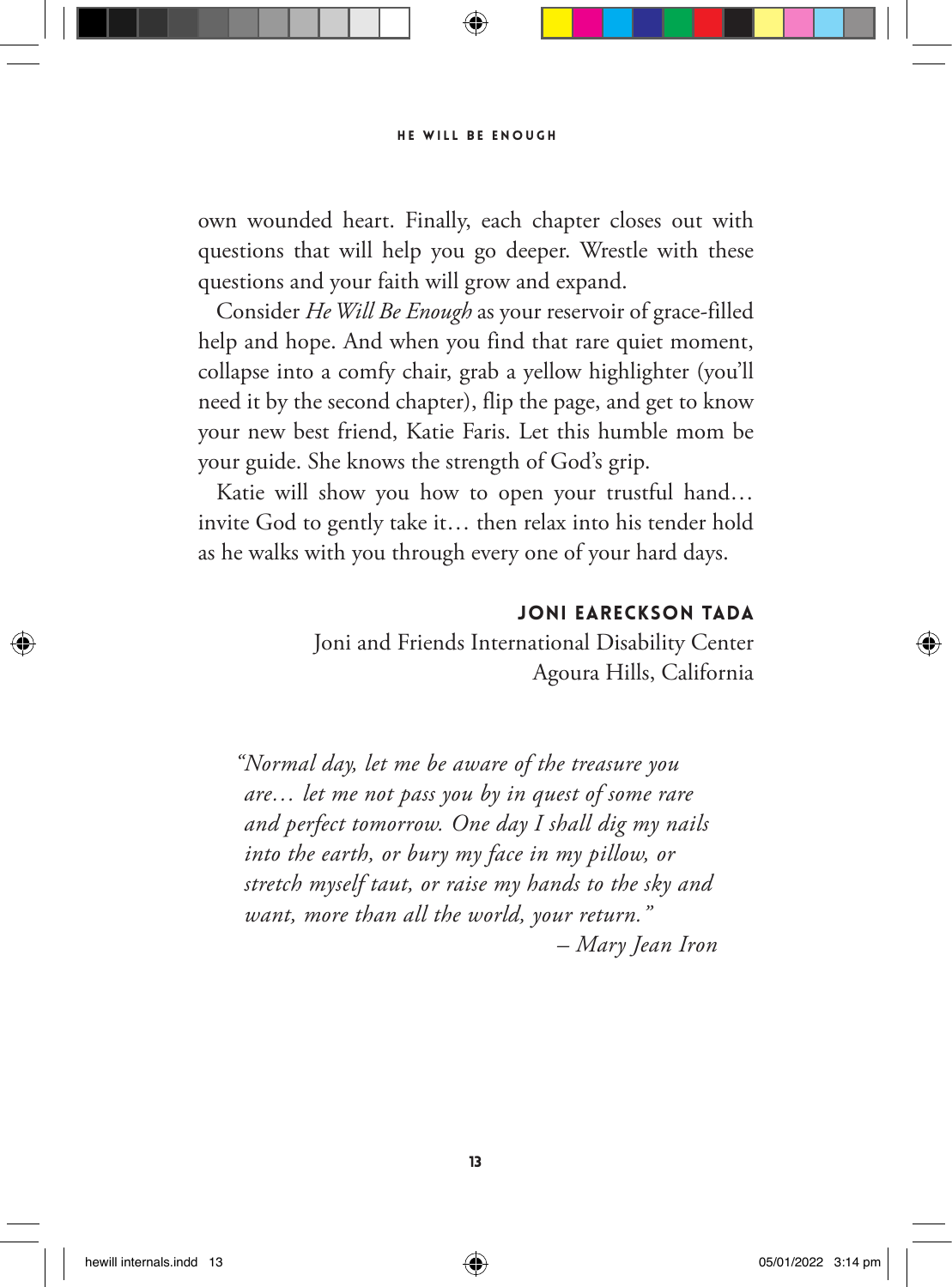own wounded heart. Finally, each chapter closes out with questions that will help you go deeper. Wrestle with these questions and your faith will grow and expand.

Consider *He Will Be Enough* as your reservoir of grace-filled help and hope. And when you find that rare quiet moment, collapse into a comfy chair, grab a yellow highlighter (you'll need it by the second chapter), flip the page, and get to know your new best friend, Katie Faris. Let this humble mom be your guide. She knows the strength of God's grip.

Katie will show you how to open your trustful hand… invite God to gently take it… then relax into his tender hold as he walks with you through every one of your hard days.

**JONI EARECKSON TADA**
Joni and Friends International Disability Center
Agoura Hills, California

> *"Normal day, let me be aware of the treasure you are… let me not pass you by in quest of some rare and perfect tomorrow. One day I shall dig my nails into the earth, or bury my face in my pillow, or stretch myself taut, or raise my hands to the sky and want, more than all the world, your return."*
>
> *– Mary Jean Iron*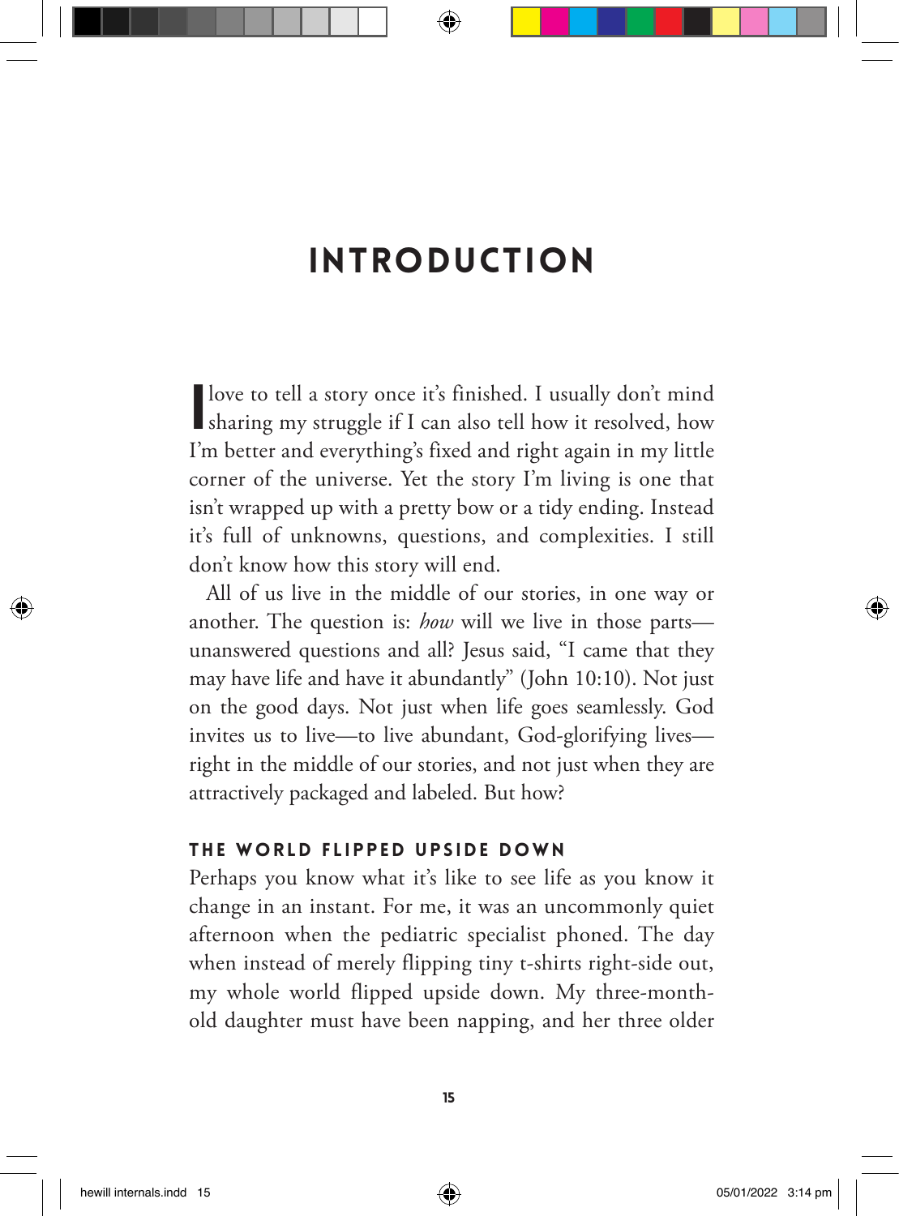# INTRODUCTION

I love to tell a story once it's finished. I usually don't mind sharing my struggle if I can also tell how it resolved, how I'm better and everything's fixed and right again in my little corner of the universe. Yet the story I'm living is one that isn't wrapped up with a pretty bow or a tidy ending. Instead it's full of unknowns, questions, and complexities. I still don't know how this story will end.

All of us live in the middle of our stories, in one way or another. The question is: *how* will we live in those parts—unanswered questions and all? Jesus said, "I came that they may have life and have it abundantly" (John 10:10). Not just on the good days. Not just when life goes seamlessly. God invites us to live—to live abundant, God-glorifying lives—right in the middle of our stories, and not just when they are attractively packaged and labeled. But how?

## THE WORLD FLIPPED UPSIDE DOWN

Perhaps you know what it's like to see life as you know it change in an instant. For me, it was an uncommonly quiet afternoon when the pediatric specialist phoned. The day when instead of merely flipping tiny t-shirts right-side out, my whole world flipped upside down. My three-month-old daughter must have been napping, and her three older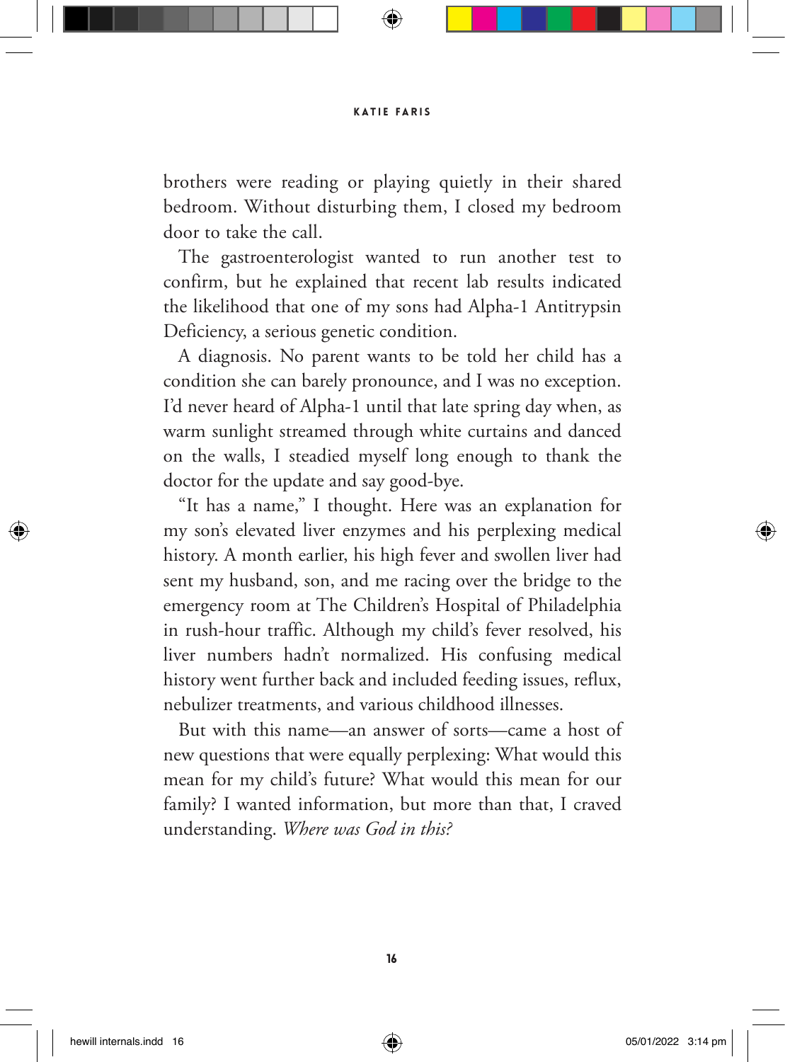brothers were reading or playing quietly in their shared bedroom. Without disturbing them, I closed my bedroom door to take the call.

The gastroenterologist wanted to run another test to confirm, but he explained that recent lab results indicated the likelihood that one of my sons had Alpha-1 Antitrypsin Deficiency, a serious genetic condition.

A diagnosis. No parent wants to be told her child has a condition she can barely pronounce, and I was no exception. I'd never heard of Alpha-1 until that late spring day when, as warm sunlight streamed through white curtains and danced on the walls, I steadied myself long enough to thank the doctor for the update and say good-bye.

"It has a name," I thought. Here was an explanation for my son's elevated liver enzymes and his perplexing medical history. A month earlier, his high fever and swollen liver had sent my husband, son, and me racing over the bridge to the emergency room at The Children's Hospital of Philadelphia in rush-hour traffic. Although my child's fever resolved, his liver numbers hadn't normalized. His confusing medical history went further back and included feeding issues, reflux, nebulizer treatments, and various childhood illnesses.

But with this name—an answer of sorts—came a host of new questions that were equally perplexing: What would this mean for my child's future? What would this mean for our family? I wanted information, but more than that, I craved understanding. *Where was God in this?*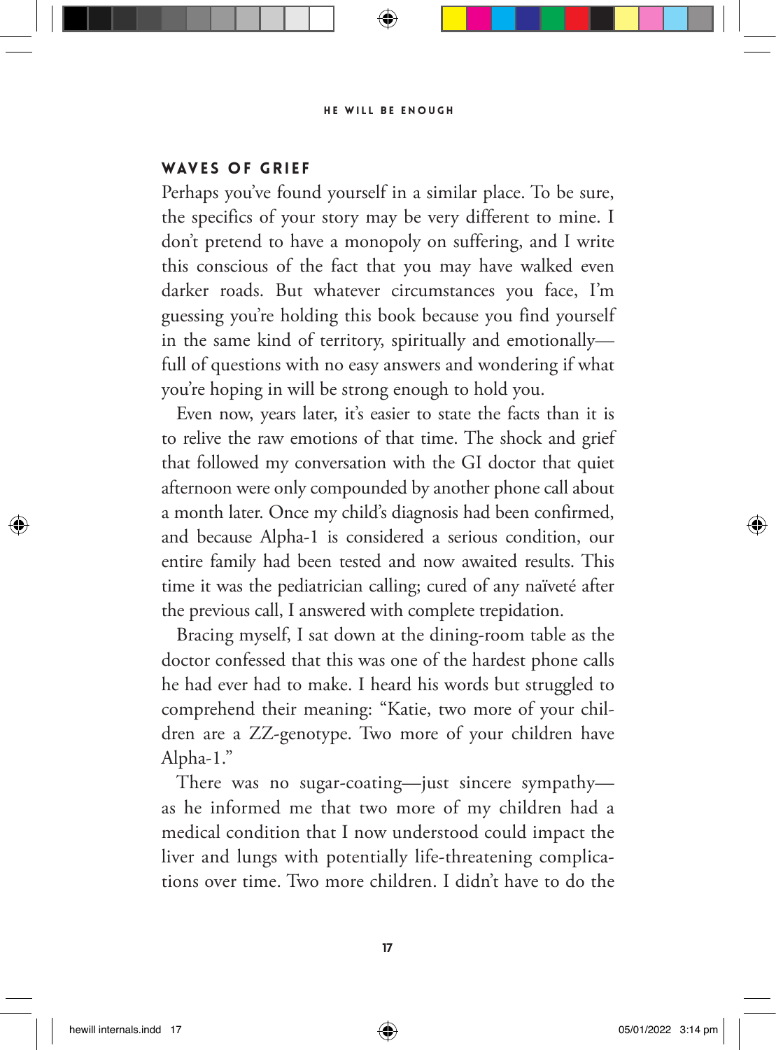## WAVES OF GRIEF

Perhaps you've found yourself in a similar place. To be sure, the specifics of your story may be very different to mine. I don't pretend to have a monopoly on suffering, and I write this conscious of the fact that you may have walked even darker roads. But whatever circumstances you face, I'm guessing you're holding this book because you find yourself in the same kind of territory, spiritually and emotionally—full of questions with no easy answers and wondering if what you're hoping in will be strong enough to hold you.

Even now, years later, it's easier to state the facts than it is to relive the raw emotions of that time. The shock and grief that followed my conversation with the GI doctor that quiet afternoon were only compounded by another phone call about a month later. Once my child's diagnosis had been confirmed, and because Alpha-1 is considered a serious condition, our entire family had been tested and now awaited results. This time it was the pediatrician calling; cured of any naïveté after the previous call, I answered with complete trepidation.

Bracing myself, I sat down at the dining-room table as the doctor confessed that this was one of the hardest phone calls he had ever had to make. I heard his words but struggled to comprehend their meaning: "Katie, two more of your children are a ZZ-genotype. Two more of your children have Alpha-1."

There was no sugar-coating—just sincere sympathy—as he informed me that two more of my children had a medical condition that I now understood could impact the liver and lungs with potentially life-threatening complications over time. Two more children. I didn't have to do the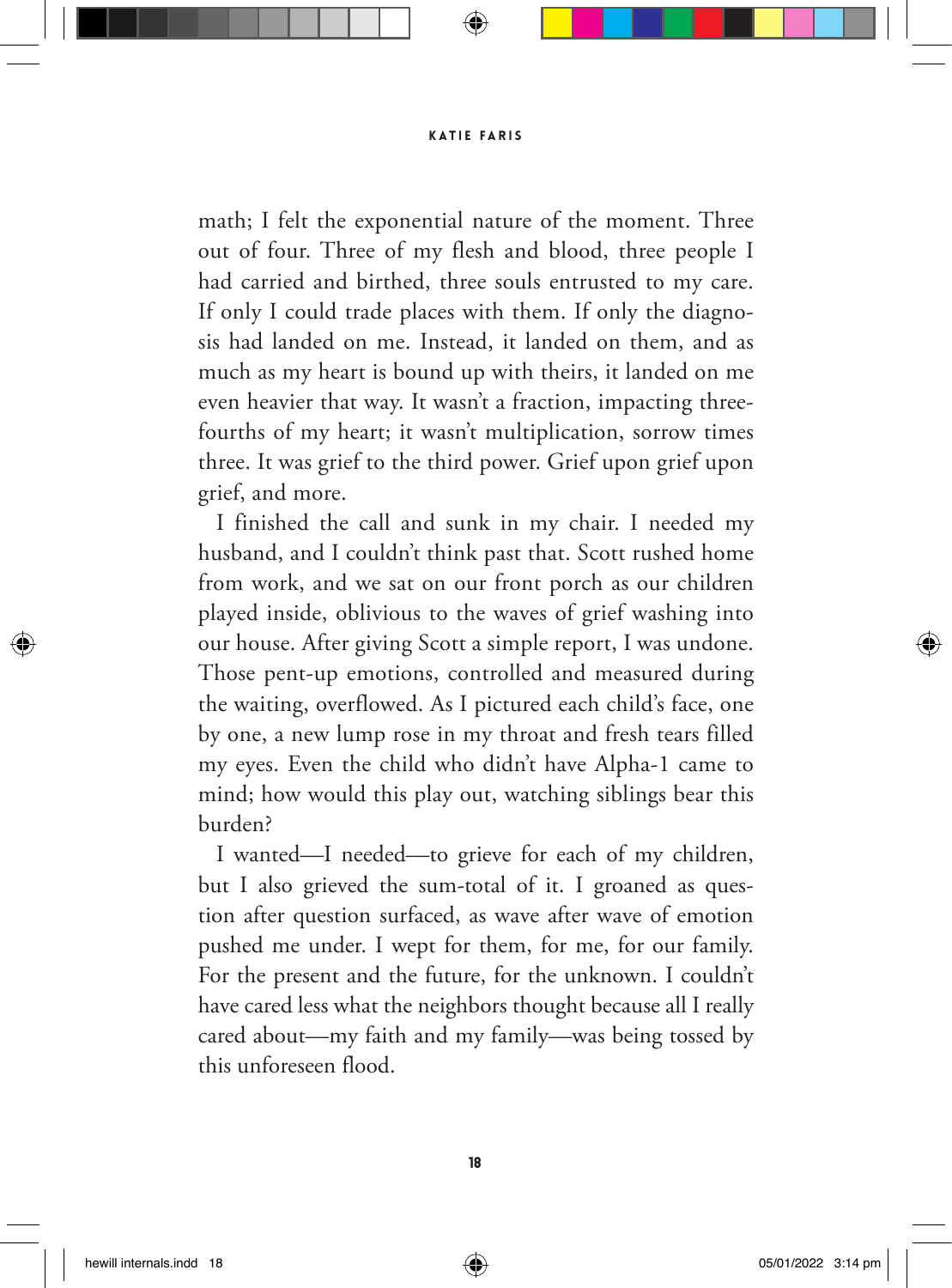math; I felt the exponential nature of the moment. Three out of four. Three of my flesh and blood, three people I had carried and birthed, three souls entrusted to my care. If only I could trade places with them. If only the diagnosis had landed on me. Instead, it landed on them, and as much as my heart is bound up with theirs, it landed on me even heavier that way. It wasn't a fraction, impacting three-fourths of my heart; it wasn't multiplication, sorrow times three. It was grief to the third power. Grief upon grief upon grief, and more.

I finished the call and sunk in my chair. I needed my husband, and I couldn't think past that. Scott rushed home from work, and we sat on our front porch as our children played inside, oblivious to the waves of grief washing into our house. After giving Scott a simple report, I was undone. Those pent-up emotions, controlled and measured during the waiting, overflowed. As I pictured each child's face, one by one, a new lump rose in my throat and fresh tears filled my eyes. Even the child who didn't have Alpha-1 came to mind; how would this play out, watching siblings bear this burden?

I wanted—I needed—to grieve for each of my children, but I also grieved the sum-total of it. I groaned as question after question surfaced, as wave after wave of emotion pushed me under. I wept for them, for me, for our family. For the present and the future, for the unknown. I couldn't have cared less what the neighbors thought because all I really cared about—my faith and my family—was being tossed by this unforeseen flood.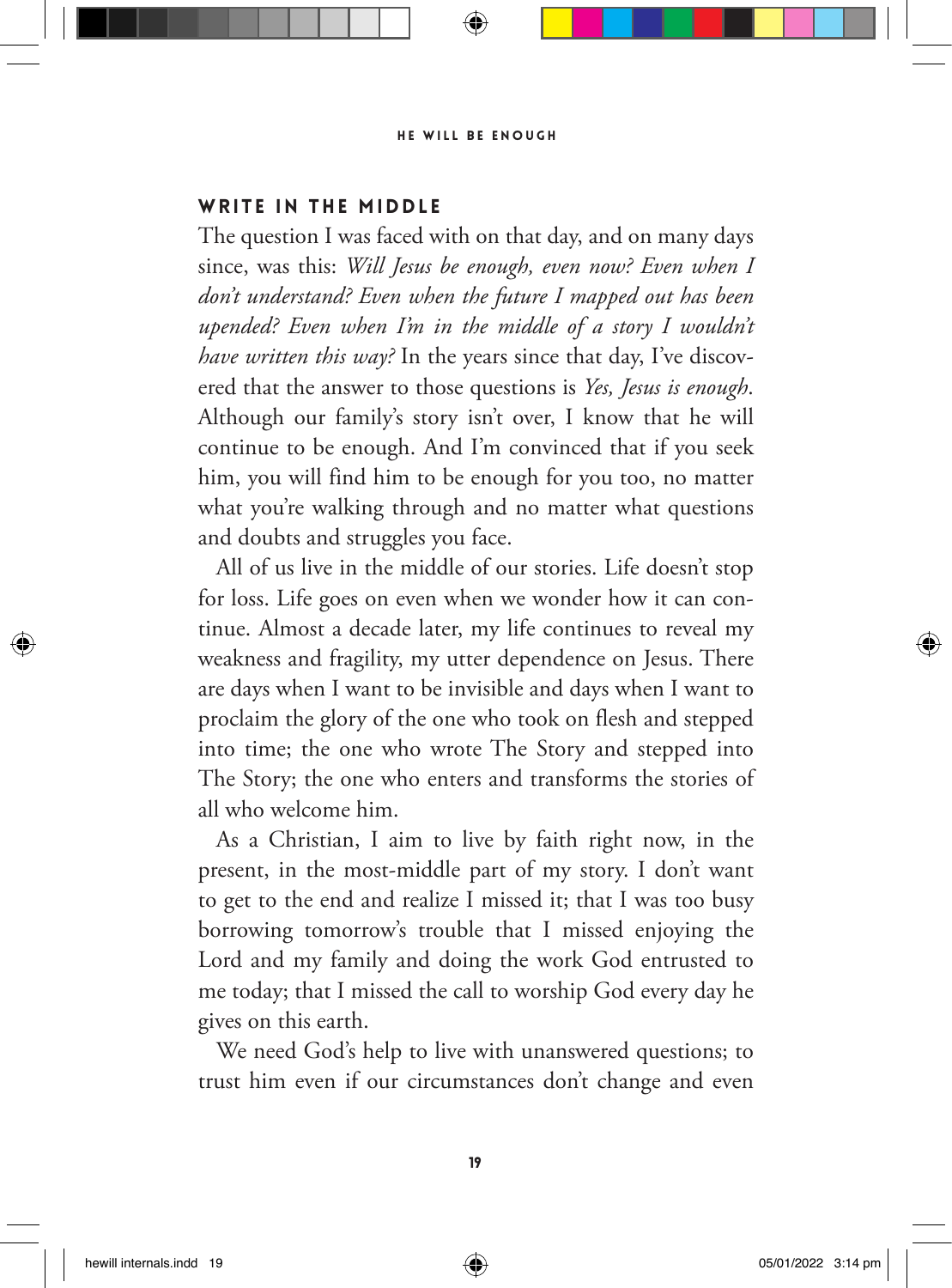## WRITE IN THE MIDDLE

The question I was faced with on that day, and on many days since, was this: *Will Jesus be enough, even now? Even when I don't understand? Even when the future I mapped out has been upended? Even when I'm in the middle of a story I wouldn't have written this way?* In the years since that day, I've discovered that the answer to those questions is *Yes, Jesus is enough.* Although our family's story isn't over, I know that he will continue to be enough. And I'm convinced that if you seek him, you will find him to be enough for you too, no matter what you're walking through and no matter what questions and doubts and struggles you face.

All of us live in the middle of our stories. Life doesn't stop for loss. Life goes on even when we wonder how it can continue. Almost a decade later, my life continues to reveal my weakness and fragility, my utter dependence on Jesus. There are days when I want to be invisible and days when I want to proclaim the glory of the one who took on flesh and stepped into time; the one who wrote The Story and stepped into The Story; the one who enters and transforms the stories of all who welcome him.

As a Christian, I aim to live by faith right now, in the present, in the most-middle part of my story. I don't want to get to the end and realize I missed it; that I was too busy borrowing tomorrow's trouble that I missed enjoying the Lord and my family and doing the work God entrusted to me today; that I missed the call to worship God every day he gives on this earth.

We need God's help to live with unanswered questions; to trust him even if our circumstances don't change and even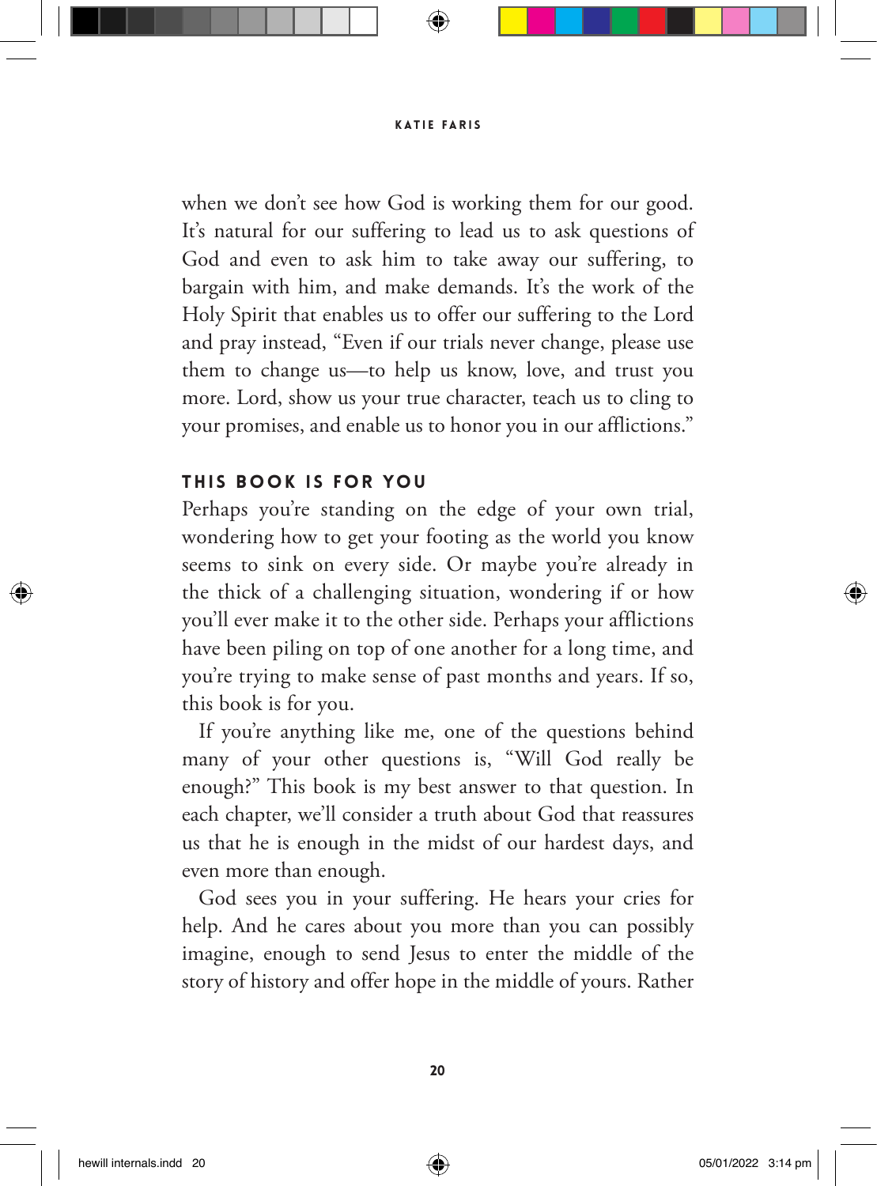when we don't see how God is working them for our good. It's natural for our suffering to lead us to ask questions of God and even to ask him to take away our suffering, to bargain with him, and make demands. It's the work of the Holy Spirit that enables us to offer our suffering to the Lord and pray instead, "Even if our trials never change, please use them to change us—to help us know, love, and trust you more. Lord, show us your true character, teach us to cling to your promises, and enable us to honor you in our afflictions."

## THIS BOOK IS FOR YOU

Perhaps you're standing on the edge of your own trial, wondering how to get your footing as the world you know seems to sink on every side. Or maybe you're already in the thick of a challenging situation, wondering if or how you'll ever make it to the other side. Perhaps your afflictions have been piling on top of one another for a long time, and you're trying to make sense of past months and years. If so, this book is for you.

If you're anything like me, one of the questions behind many of your other questions is, "Will God really be enough?" This book is my best answer to that question. In each chapter, we'll consider a truth about God that reassures us that he is enough in the midst of our hardest days, and even more than enough.

God sees you in your suffering. He hears your cries for help. And he cares about you more than you can possibly imagine, enough to send Jesus to enter the middle of the story of history and offer hope in the middle of yours. Rather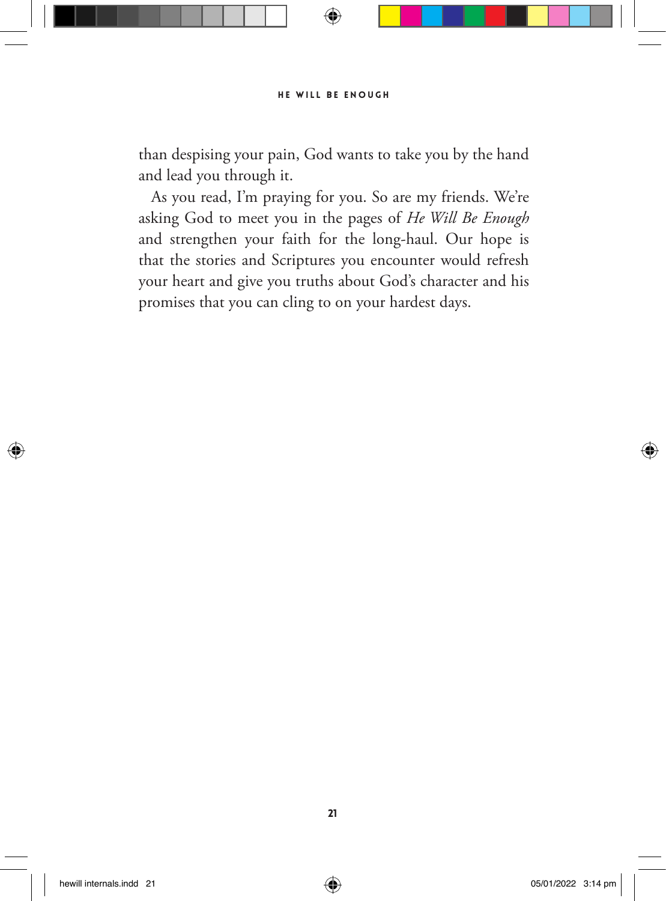than despising your pain, God wants to take you by the hand and lead you through it.

As you read, I'm praying for you. So are my friends. We're asking God to meet you in the pages of *He Will Be Enough* and strengthen your faith for the long-haul. Our hope is that the stories and Scriptures you encounter would refresh your heart and give you truths about God's character and his promises that you can cling to on your hardest days.